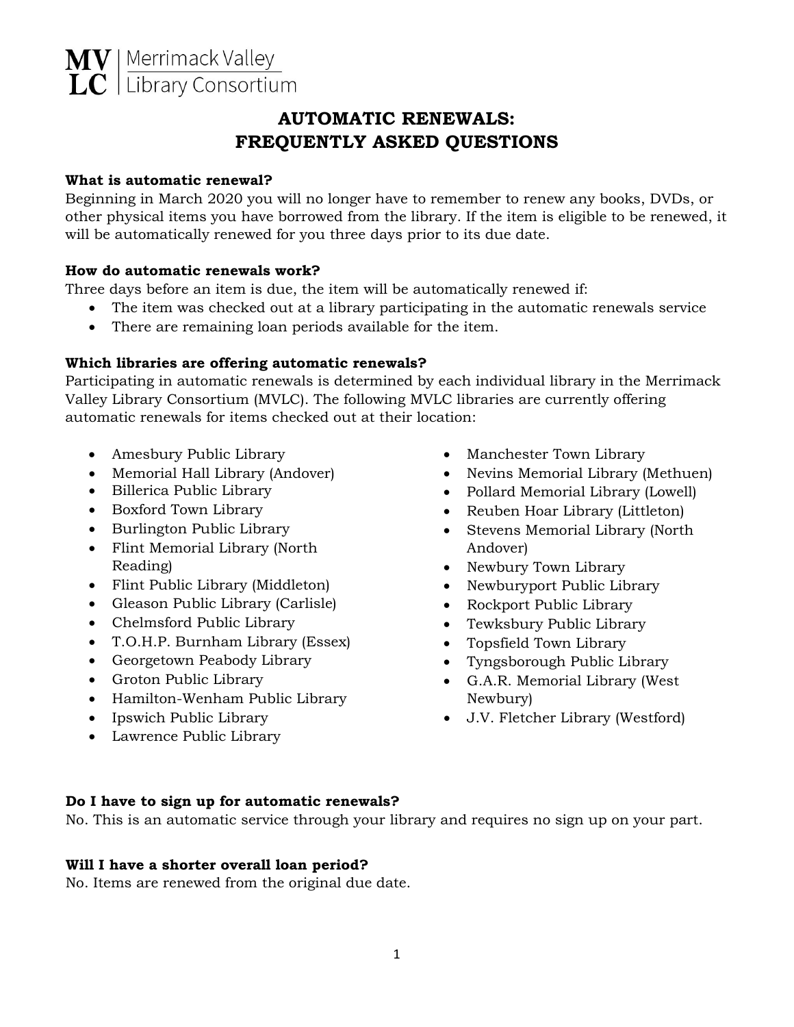MV | Merrimack Valley
LC | Library Consortium

# AUTOMATIC RENEWALS: FREQUENTLY ASKED QUESTIONS

**What is automatic renewal?**

Beginning in March 2020 you will no longer have to remember to renew any books, DVDs, or other physical items you have borrowed from the library. If the item is eligible to be renewed, it will be automatically renewed for you three days prior to its due date.

**How do automatic renewals work?**

Three days before an item is due, the item will be automatically renewed if:

- The item was checked out at a library participating in the automatic renewals service
- There are remaining loan periods available for the item.

**Which libraries are offering automatic renewals?**

Participating in automatic renewals is determined by each individual library in the Merrimack Valley Library Consortium (MVLC). The following MVLC libraries are currently offering automatic renewals for items checked out at their location:

- Amesbury Public Library
- Memorial Hall Library (Andover)
- Billerica Public Library
- Boxford Town Library
- Burlington Public Library
- Flint Memorial Library (North Reading)
- Flint Public Library (Middleton)
- Gleason Public Library (Carlisle)
- Chelmsford Public Library
- T.O.H.P. Burnham Library (Essex)
- Georgetown Peabody Library
- Groton Public Library
- Hamilton-Wenham Public Library
- Ipswich Public Library
- Lawrence Public Library
- Manchester Town Library
- Nevins Memorial Library (Methuen)
- Pollard Memorial Library (Lowell)
- Reuben Hoar Library (Littleton)
- Stevens Memorial Library (North Andover)
- Newbury Town Library
- Newburyport Public Library
- Rockport Public Library
- Tewksbury Public Library
- Topsfield Town Library
- Tyngsborough Public Library
- G.A.R. Memorial Library (West Newbury)
- J.V. Fletcher Library (Westford)

**Do I have to sign up for automatic renewals?**

No. This is an automatic service through your library and requires no sign up on your part.

**Will I have a shorter overall loan period?**

No. Items are renewed from the original due date.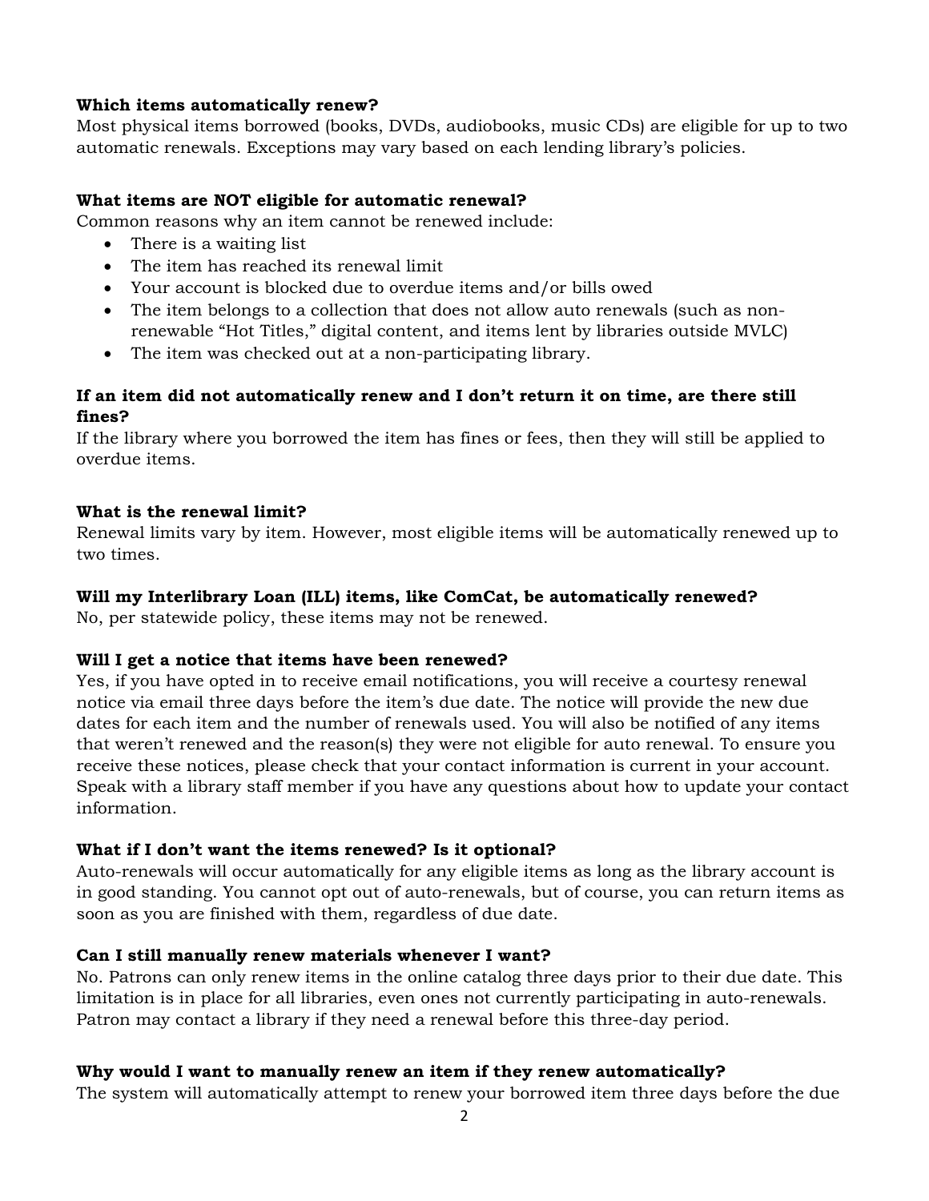**Which items automatically renew?**

Most physical items borrowed (books, DVDs, audiobooks, music CDs) are eligible for up to two automatic renewals. Exceptions may vary based on each lending library's policies.

**What items are NOT eligible for automatic renewal?**

Common reasons why an item cannot be renewed include:

- There is a waiting list
- The item has reached its renewal limit
- Your account is blocked due to overdue items and/or bills owed
- The item belongs to a collection that does not allow auto renewals (such as non-renewable "Hot Titles," digital content, and items lent by libraries outside MVLC)
- The item was checked out at a non-participating library.

**If an item did not automatically renew and I don't return it on time, are there still fines?**

If the library where you borrowed the item has fines or fees, then they will still be applied to overdue items.

**What is the renewal limit?**

Renewal limits vary by item. However, most eligible items will be automatically renewed up to two times.

**Will my Interlibrary Loan (ILL) items, like ComCat, be automatically renewed?**

No, per statewide policy, these items may not be renewed.

**Will I get a notice that items have been renewed?**

Yes, if you have opted in to receive email notifications, you will receive a courtesy renewal notice via email three days before the item's due date. The notice will provide the new due dates for each item and the number of renewals used. You will also be notified of any items that weren't renewed and the reason(s) they were not eligible for auto renewal. To ensure you receive these notices, please check that your contact information is current in your account. Speak with a library staff member if you have any questions about how to update your contact information.

**What if I don't want the items renewed? Is it optional?**

Auto-renewals will occur automatically for any eligible items as long as the library account is in good standing. You cannot opt out of auto-renewals, but of course, you can return items as soon as you are finished with them, regardless of due date.

**Can I still manually renew materials whenever I want?**

No. Patrons can only renew items in the online catalog three days prior to their due date. This limitation is in place for all libraries, even ones not currently participating in auto-renewals. Patron may contact a library if they need a renewal before this three-day period.

**Why would I want to manually renew an item if they renew automatically?**

The system will automatically attempt to renew your borrowed item three days before the due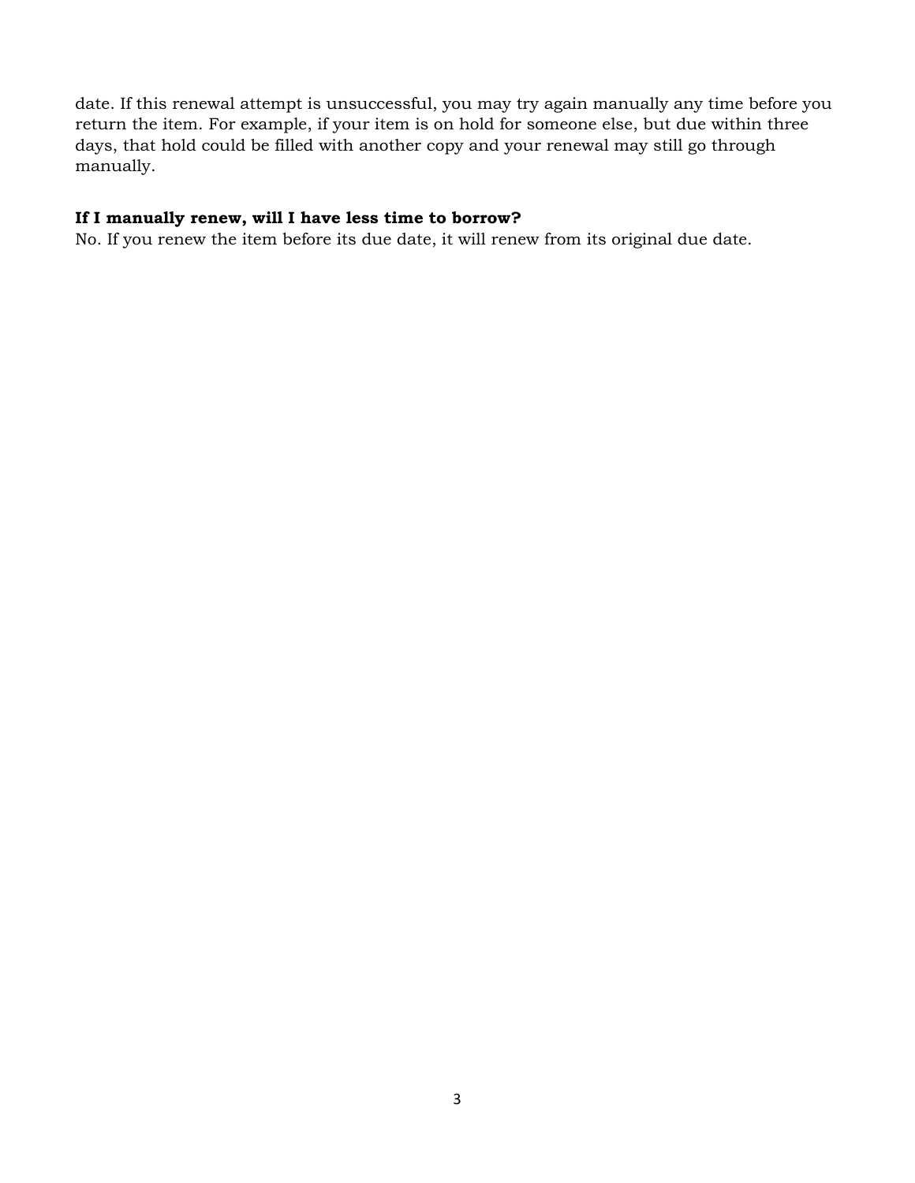date. If this renewal attempt is unsuccessful, you may try again manually any time before you return the item. For example, if your item is on hold for someone else, but due within three days, that hold could be filled with another copy and your renewal may still go through manually.

**If I manually renew, will I have less time to borrow?**

No. If you renew the item before its due date, it will renew from its original due date.